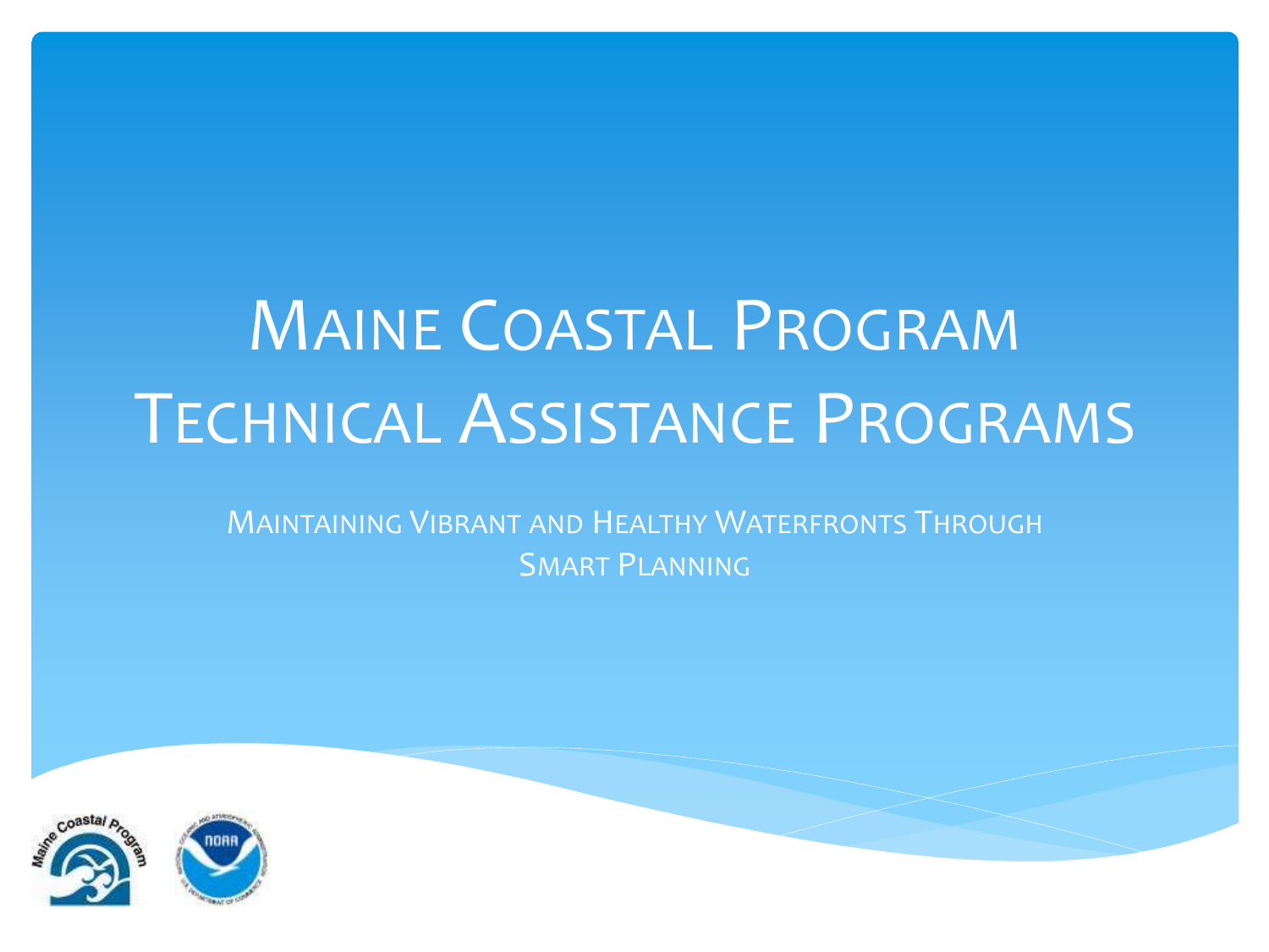# Maine Coastal Program Technical Assistance Programs

Maintaining Vibrant and Healthy Waterfronts Through Smart Planning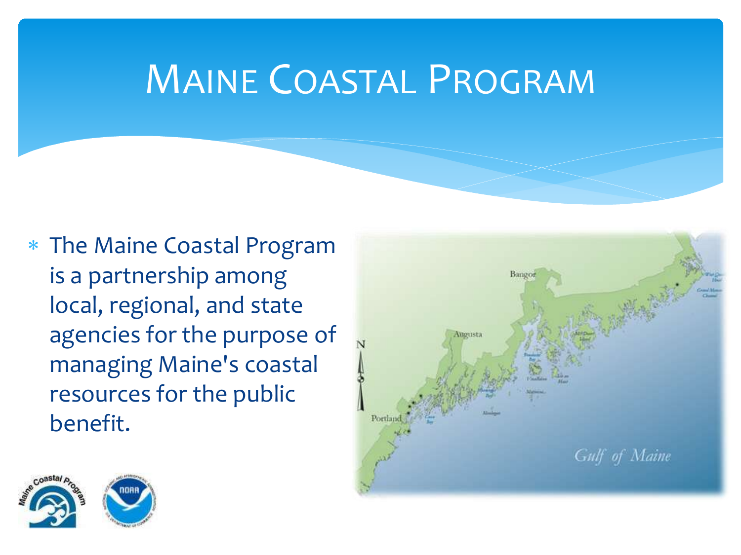# Maine Coastal Program

- The Maine Coastal Program is a partnership among local, regional, and state agencies for the purpose of managing Maine's coastal resources for the public benefit.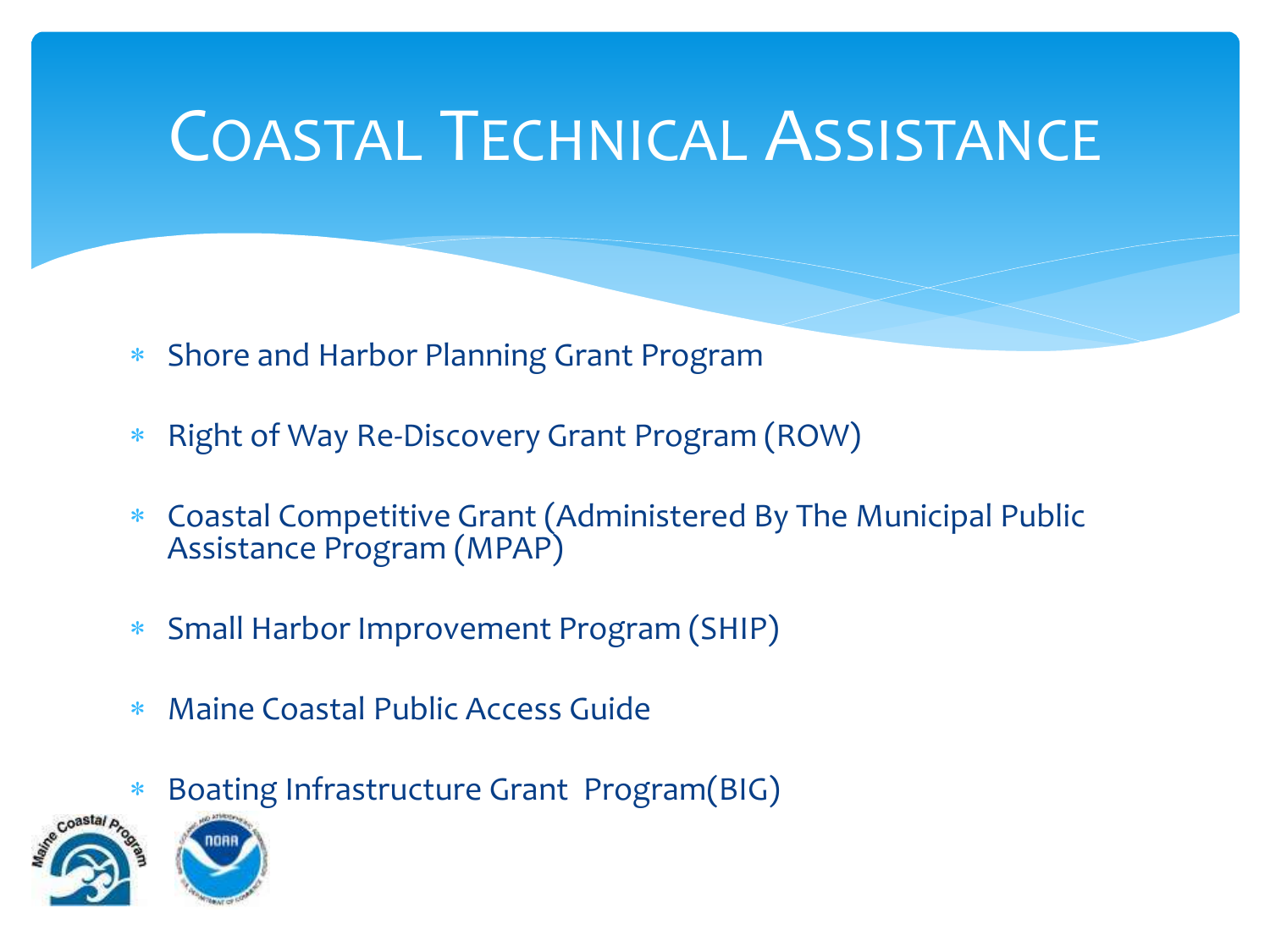# Coastal Technical Assistance

* Shore and Harbor Planning Grant Program
* Right of Way Re-Discovery Grant Program (ROW)
* Coastal Competitive Grant (Administered By The Municipal Public Assistance Program (MPAP)
* Small Harbor Improvement Program (SHIP)
* Maine Coastal Public Access Guide
* Boating Infrastructure Grant Program(BIG)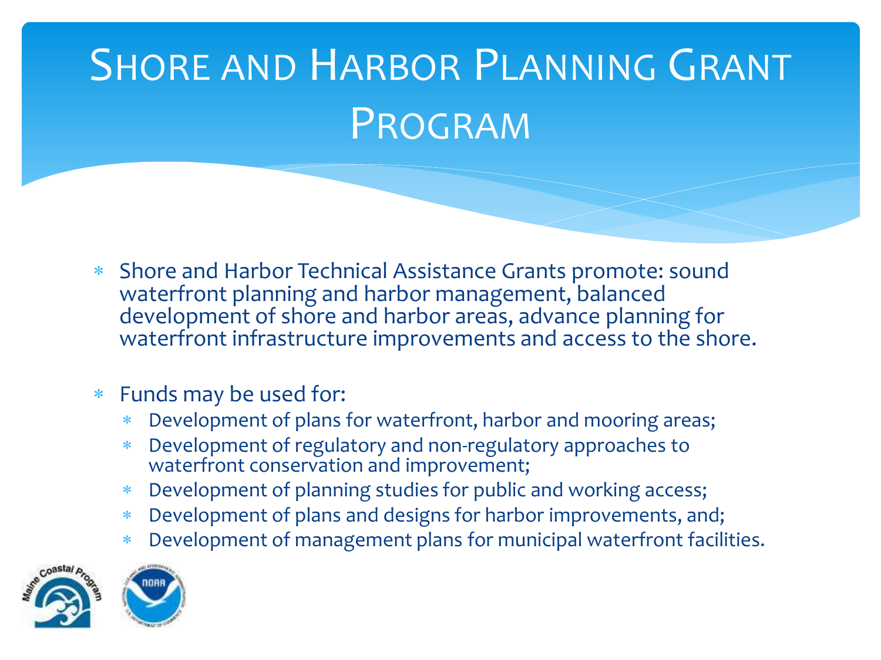# Shore and Harbor Planning Grant Program

- Shore and Harbor Technical Assistance Grants promote: sound waterfront planning and harbor management, balanced development of shore and harbor areas, advance planning for waterfront infrastructure improvements and access to the shore.

- Funds may be used for:
  - Development of plans for waterfront, harbor and mooring areas;
  - Development of regulatory and non-regulatory approaches to waterfront conservation and improvement;
  - Development of planning studies for public and working access;
  - Development of plans and designs for harbor improvements, and;
  - Development of management plans for municipal waterfront facilities.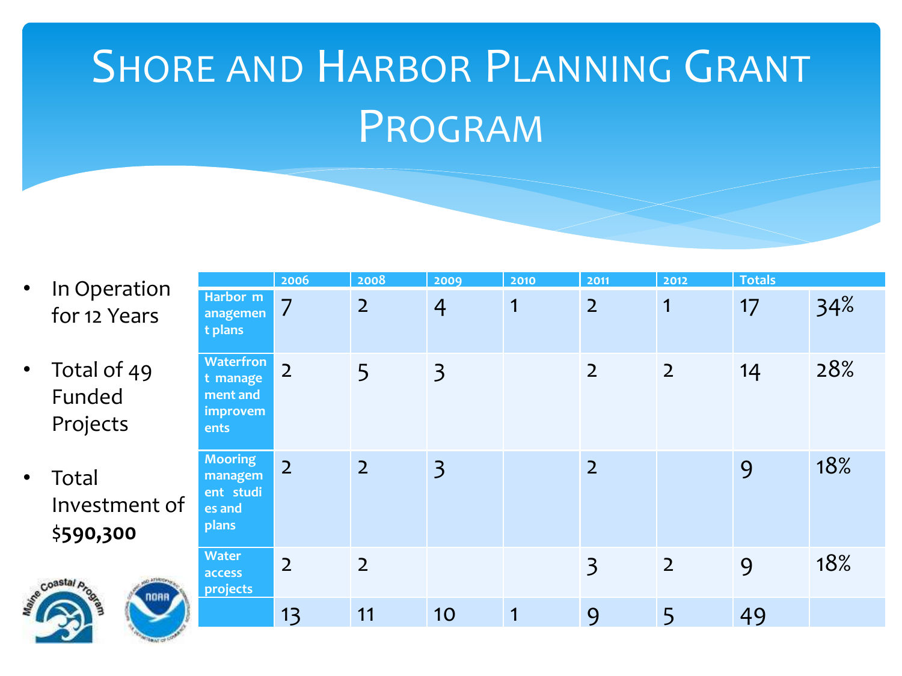# Shore and Harbor Planning Grant Program

- In Operation for 12 Years
- Total of 49 Funded Projects
- Total Investment of $**590,300**

| | 2006 | 2008 | 2009 | 2010 | 2011 | 2012 | Totals | |
|---|---|---|---|---|---|---|---|---|
| Harbor management plans | 7 | 2 | 4 | 1 | 2 | 1 | 17 | 34% |
| Waterfront management and improvements | 2 | 5 | 3 | | 2 | 2 | 14 | 28% |
| Mooring management studies and plans | 2 | 2 | 3 | | 2 | | 9 | 18% |
| Water access projects | 2 | 2 | | | 3 | 2 | 9 | 18% |
| | 13 | 11 | 10 | 1 | 9 | 5 | 49 | |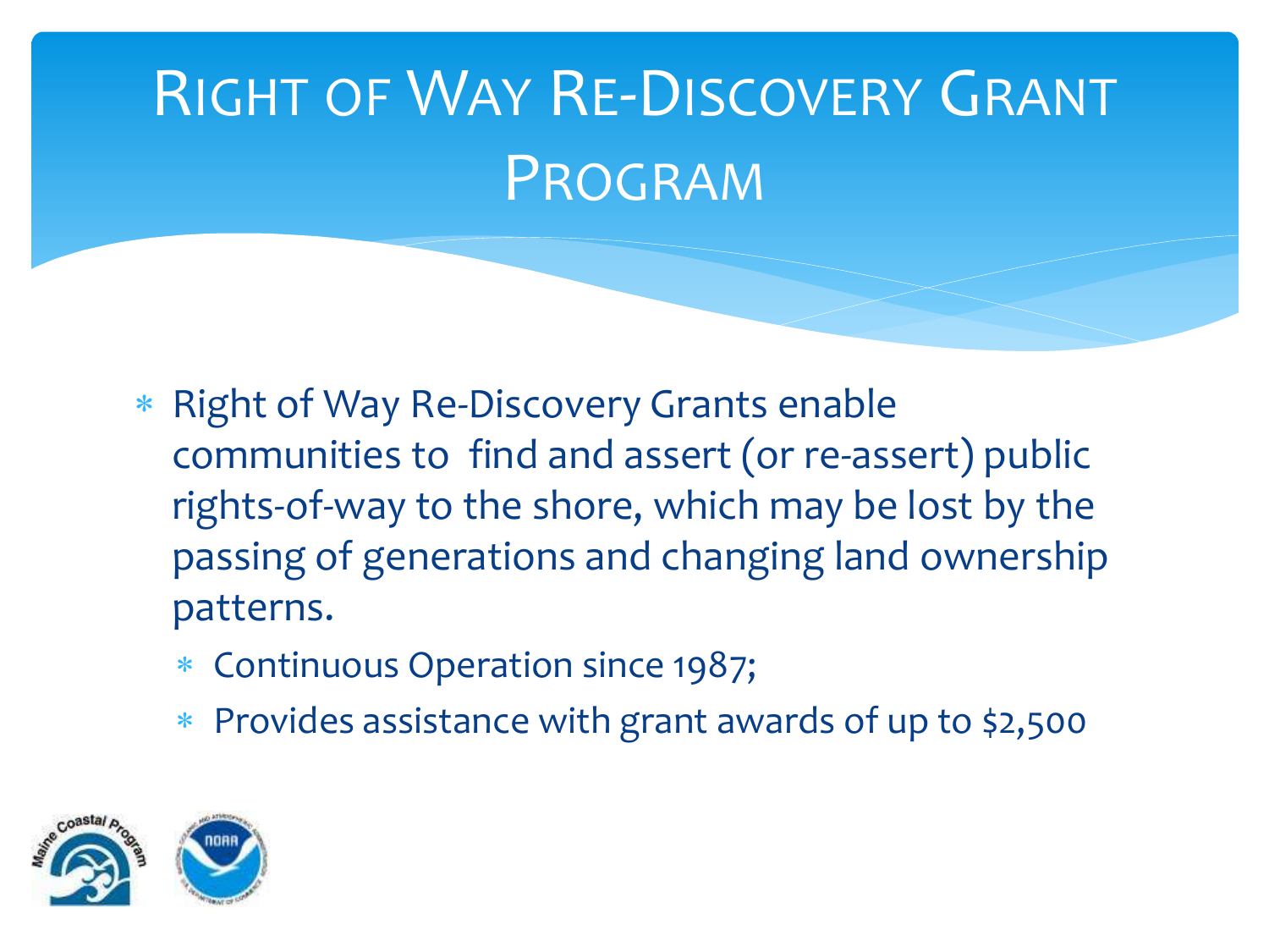# Right of Way Re-Discovery Grant Program

- Right of Way Re-Discovery Grants enable communities to find and assert (or re-assert) public rights-of-way to the shore, which may be lost by the passing of generations and changing land ownership patterns.
  - Continuous Operation since 1987;
  - Provides assistance with grant awards of up to $2,500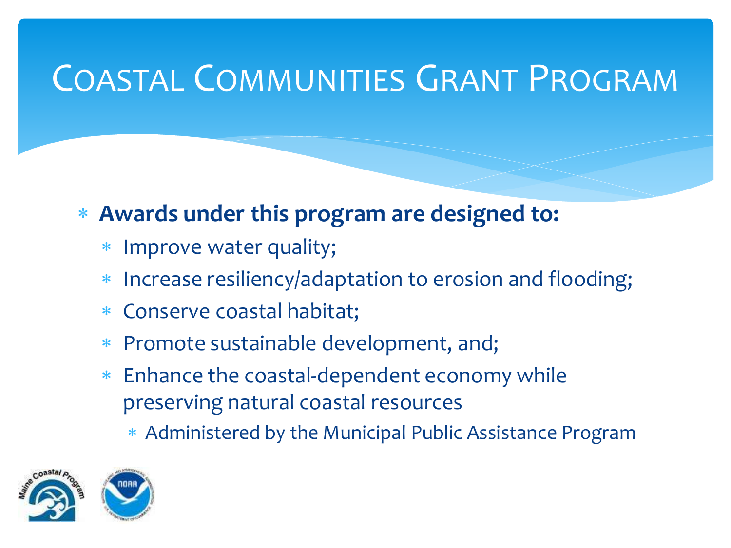# Coastal Communities Grant Program

- **Awards under this program are designed to:**
  - Improve water quality;
  - Increase resiliency/adaptation to erosion and flooding;
  - Conserve coastal habitat;
  - Promote sustainable development, and;
  - Enhance the coastal-dependent economy while preserving natural coastal resources
    - Administered by the Municipal Public Assistance Program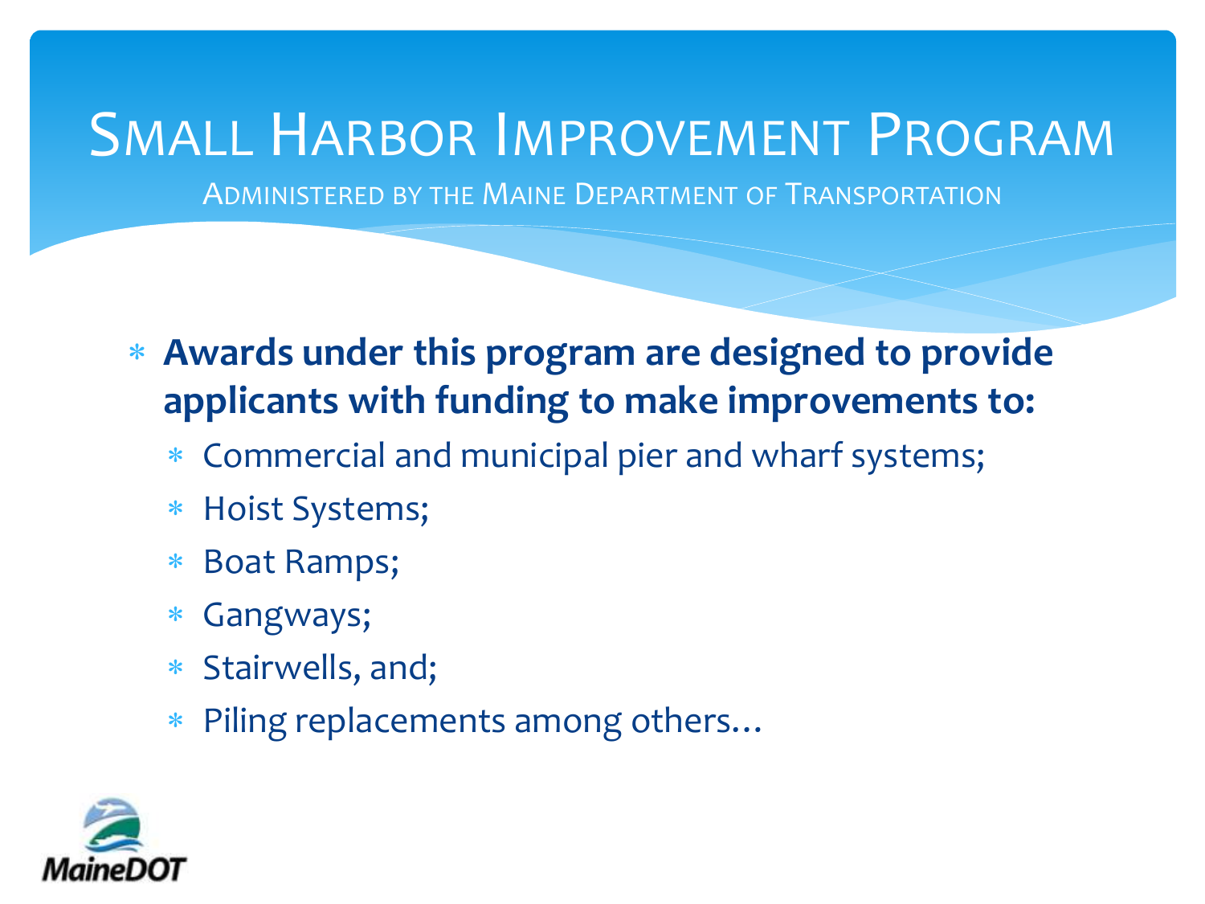# Small Harbor Improvement Program

Administered by the Maine Department of Transportation

- **Awards under this program are designed to provide applicants with funding to make improvements to:**
  - Commercial and municipal pier and wharf systems;
  - Hoist Systems;
  - Boat Ramps;
  - Gangways;
  - Stairwells, and;
  - Piling replacements among others…

MaineDOT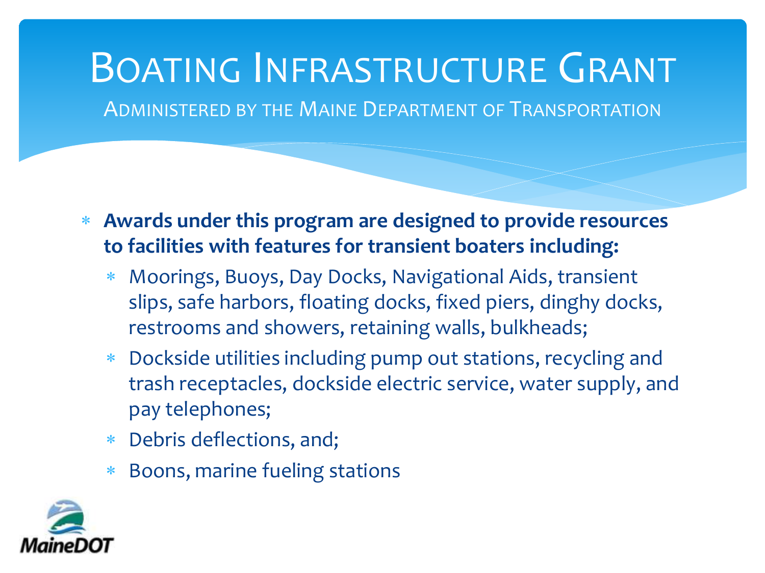# Boating Infrastructure Grant

## Administered by the Maine Department of Transportation

- **Awards under this program are designed to provide resources to facilities with features for transient boaters including:**
  - Moorings, Buoys, Day Docks, Navigational Aids, transient slips, safe harbors, floating docks, fixed piers, dinghy docks, restrooms and showers, retaining walls, bulkheads;
  - Dockside utilities including pump out stations, recycling and trash receptacles, dockside electric service, water supply, and pay telephones;
  - Debris deflections, and;
  - Boons, marine fueling stations

MaineDOT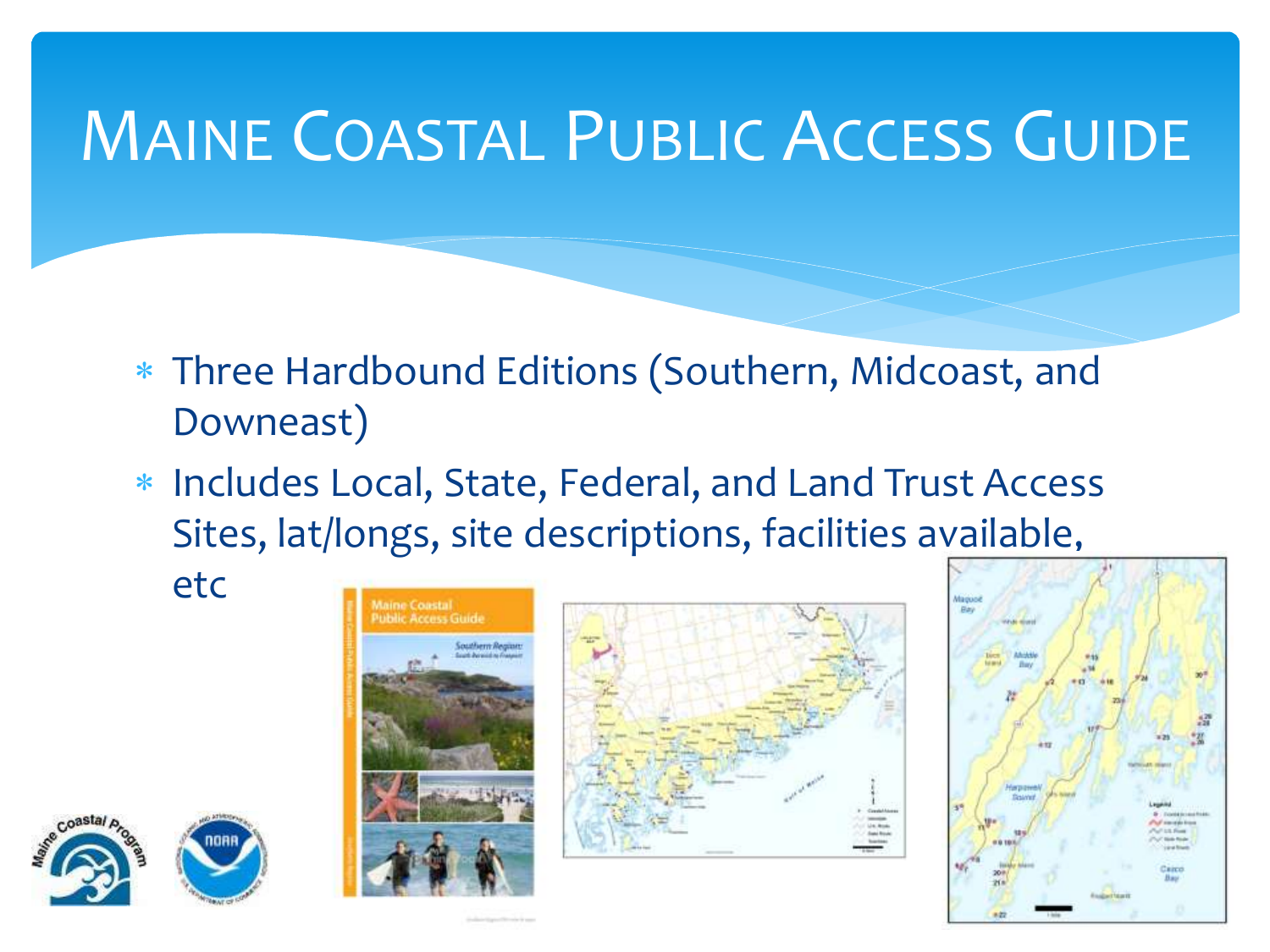# Maine Coastal Public Access Guide

* Three Hardbound Editions (Southern, Midcoast, and Downeast)
* Includes Local, State, Federal, and Land Trust Access Sites, lat/longs, site descriptions, facilities available, etc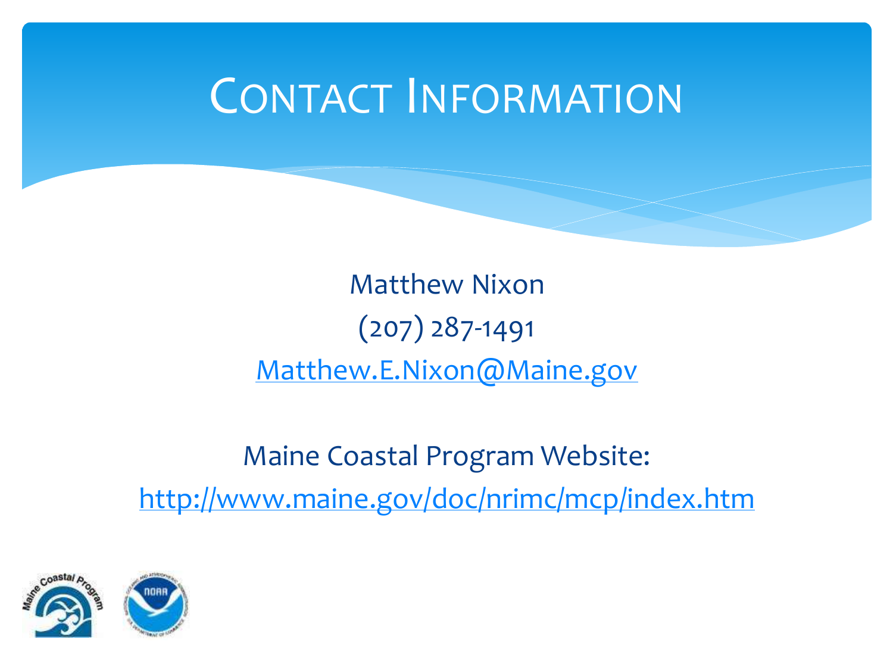# Contact Information

Matthew Nixon

(207) 287-1491

Matthew.E.Nixon@Maine.gov

Maine Coastal Program Website:

http://www.maine.gov/doc/nrimc/mcp/index.htm